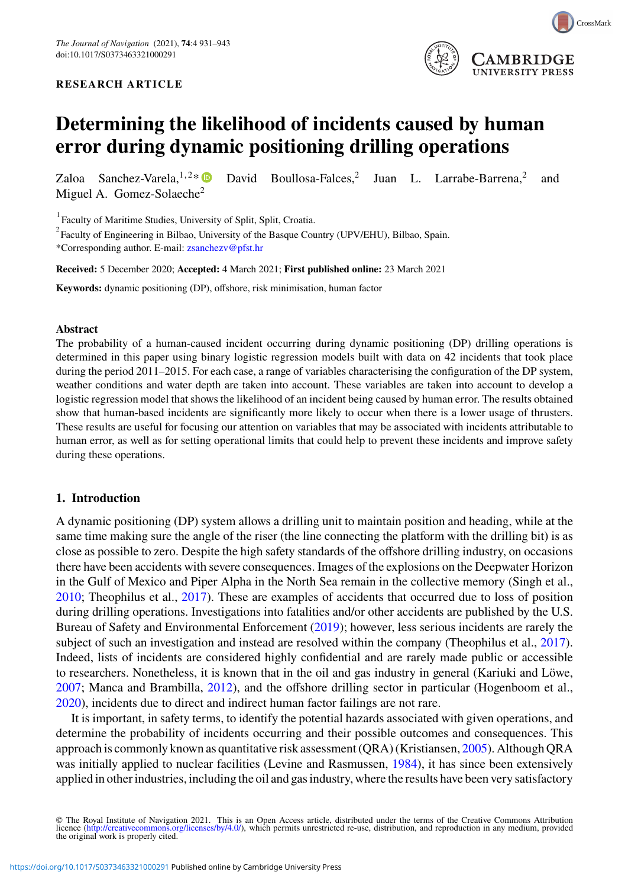RESEARCH ARTICLE

# Determining the likelihood of incidents caused by human error during dynamic positioning drilling operations

Zaloa Sanchez-Varela,[1,2]* David Boullosa-Falces,[2] Juan L. Larrabe-Barrena,[2] and Miguel A. Gomez-Solaeche[2]

[1] Faculty of Maritime Studies, University of Split, Split, Croatia.
[2] Faculty of Engineering in Bilbao, University of the Basque Country (UPV/EHU), Bilbao, Spain.
*Corresponding author. E-mail: zsanchezv@pfst.hr

**Received:** 5 December 2020; **Accepted:** 4 March 2021; **First published online:** 23 March 2021

**Keywords:** dynamic positioning (DP), offshore, risk minimisation, human factor

## Abstract

The probability of a human-caused incident occurring during dynamic positioning (DP) drilling operations is determined in this paper using binary logistic regression models built with data on 42 incidents that took place during the period 2011–2015. For each case, a range of variables characterising the configuration of the DP system, weather conditions and water depth are taken into account. These variables are taken into account to develop a logistic regression model that shows the likelihood of an incident being caused by human error. The results obtained show that human-based incidents are significantly more likely to occur when there is a lower usage of thrusters. These results are useful for focusing our attention on variables that may be associated with incidents attributable to human error, as well as for setting operational limits that could help to prevent these incidents and improve safety during these operations.

## 1. Introduction

A dynamic positioning (DP) system allows a drilling unit to maintain position and heading, while at the same time making sure the angle of the riser (the line connecting the platform with the drilling bit) is as close as possible to zero. Despite the high safety standards of the offshore drilling industry, on occasions there have been accidents with severe consequences. Images of the explosions on the Deepwater Horizon in the Gulf of Mexico and Piper Alpha in the North Sea remain in the collective memory (Singh et al., 2010; Theophilus et al., 2017). These are examples of accidents that occurred due to loss of position during drilling operations. Investigations into fatalities and/or other accidents are published by the U.S. Bureau of Safety and Environmental Enforcement (2019); however, less serious incidents are rarely the subject of such an investigation and instead are resolved within the company (Theophilus et al., 2017). Indeed, lists of incidents are considered highly confidential and are rarely made public or accessible to researchers. Nonetheless, it is known that in the oil and gas industry in general (Kariuki and Löwe, 2007; Manca and Brambilla, 2012), and the offshore drilling sector in particular (Hogenboom et al., 2020), incidents due to direct and indirect human factor failings are not rare.

It is important, in safety terms, to identify the potential hazards associated with given operations, and determine the probability of incidents occurring and their possible outcomes and consequences. This approach is commonly known as quantitative risk assessment (QRA) (Kristiansen, 2005). Although QRA was initially applied to nuclear facilities (Levine and Rasmussen, 1984), it has since been extensively applied in other industries, including the oil and gas industry, where the results have been very satisfactory

© The Royal Institute of Navigation 2021. This is an Open Access article, distributed under the terms of the Creative Commons Attribution licence (http://creativecommons.org/licenses/by/4.0/), which permits unrestricted re-use, distribution, and reproduction in any medium, provided the original work is properly cited.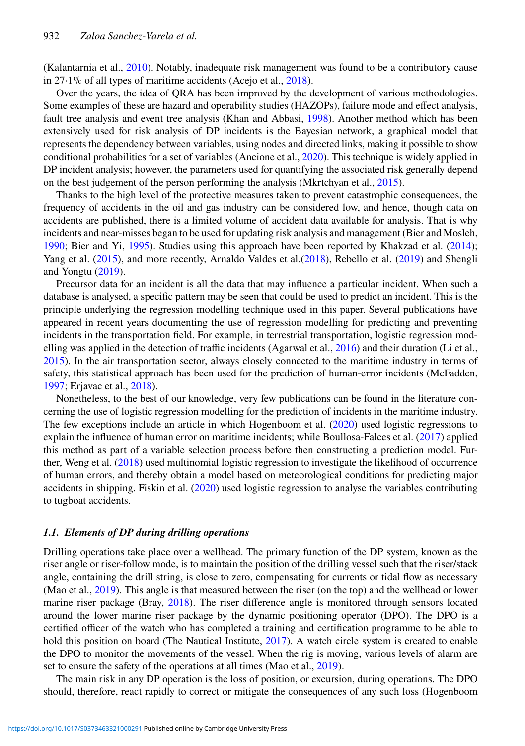(Kalantarnia et al., 2010). Notably, inadequate risk management was found to be a contributory cause in 27·1% of all types of maritime accidents (Acejo et al., 2018).

Over the years, the idea of QRA has been improved by the development of various methodologies. Some examples of these are hazard and operability studies (HAZOPs), failure mode and effect analysis, fault tree analysis and event tree analysis (Khan and Abbasi, 1998). Another method which has been extensively used for risk analysis of DP incidents is the Bayesian network, a graphical model that represents the dependency between variables, using nodes and directed links, making it possible to show conditional probabilities for a set of variables (Ancione et al., 2020). This technique is widely applied in DP incident analysis; however, the parameters used for quantifying the associated risk generally depend on the best judgement of the person performing the analysis (Mkrtchyan et al., 2015).

Thanks to the high level of the protective measures taken to prevent catastrophic consequences, the frequency of accidents in the oil and gas industry can be considered low, and hence, though data on accidents are published, there is a limited volume of accident data available for analysis. That is why incidents and near-misses began to be used for updating risk analysis and management (Bier and Mosleh, 1990; Bier and Yi, 1995). Studies using this approach have been reported by Khakzad et al. (2014); Yang et al. (2015), and more recently, Arnaldo Valdes et al.(2018), Rebello et al. (2019) and Shengli and Yongtu (2019).

Precursor data for an incident is all the data that may influence a particular incident. When such a database is analysed, a specific pattern may be seen that could be used to predict an incident. This is the principle underlying the regression modelling technique used in this paper. Several publications have appeared in recent years documenting the use of regression modelling for predicting and preventing incidents in the transportation field. For example, in terrestrial transportation, logistic regression modelling was applied in the detection of traffic incidents (Agarwal et al., 2016) and their duration (Li et al., 2015). In the air transportation sector, always closely connected to the maritime industry in terms of safety, this statistical approach has been used for the prediction of human-error incidents (McFadden, 1997; Erjavac et al., 2018).

Nonetheless, to the best of our knowledge, very few publications can be found in the literature concerning the use of logistic regression modelling for the prediction of incidents in the maritime industry. The few exceptions include an article in which Hogenboom et al. (2020) used logistic regressions to explain the influence of human error on maritime incidents; while Boullosa-Falces et al. (2017) applied this method as part of a variable selection process before then constructing a prediction model. Further, Weng et al. (2018) used multinomial logistic regression to investigate the likelihood of occurrence of human errors, and thereby obtain a model based on meteorological conditions for predicting major accidents in shipping. Fiskin et al. (2020) used logistic regression to analyse the variables contributing to tugboat accidents.

### *1.1. Elements of DP during drilling operations*

Drilling operations take place over a wellhead. The primary function of the DP system, known as the riser angle or riser-follow mode, is to maintain the position of the drilling vessel such that the riser/stack angle, containing the drill string, is close to zero, compensating for currents or tidal flow as necessary (Mao et al., 2019). This angle is that measured between the riser (on the top) and the wellhead or lower marine riser package (Bray, 2018). The riser difference angle is monitored through sensors located around the lower marine riser package by the dynamic positioning operator (DPO). The DPO is a certified officer of the watch who has completed a training and certification programme to be able to hold this position on board (The Nautical Institute, 2017). A watch circle system is created to enable the DPO to monitor the movements of the vessel. When the rig is moving, various levels of alarm are set to ensure the safety of the operations at all times (Mao et al., 2019).

The main risk in any DP operation is the loss of position, or excursion, during operations. The DPO should, therefore, react rapidly to correct or mitigate the consequences of any such loss (Hogenboom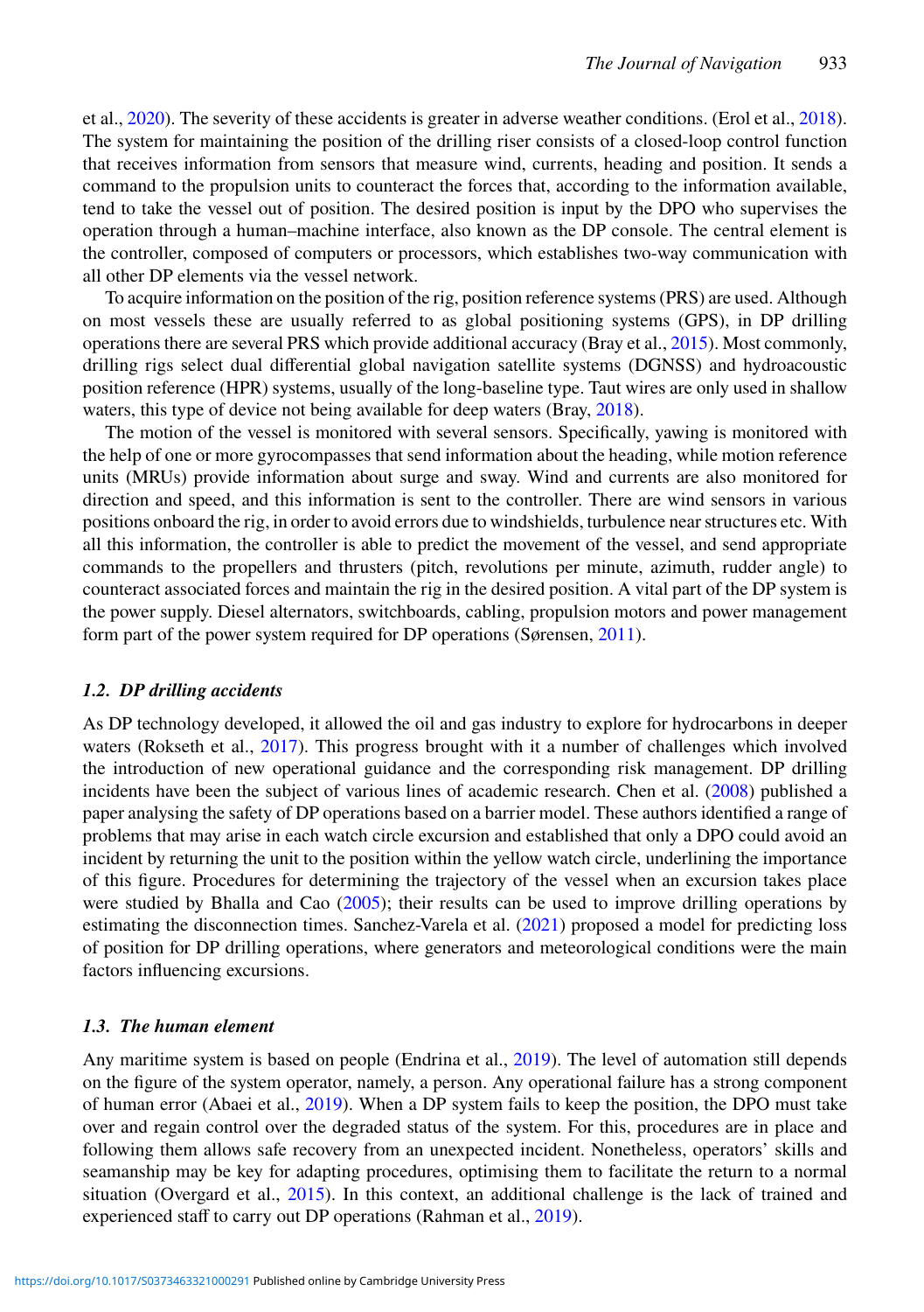et al., 2020). The severity of these accidents is greater in adverse weather conditions. (Erol et al., 2018). The system for maintaining the position of the drilling riser consists of a closed-loop control function that receives information from sensors that measure wind, currents, heading and position. It sends a command to the propulsion units to counteract the forces that, according to the information available, tend to take the vessel out of position. The desired position is input by the DPO who supervises the operation through a human–machine interface, also known as the DP console. The central element is the controller, composed of computers or processors, which establishes two-way communication with all other DP elements via the vessel network.

To acquire information on the position of the rig, position reference systems (PRS) are used. Although on most vessels these are usually referred to as global positioning systems (GPS), in DP drilling operations there are several PRS which provide additional accuracy (Bray et al., 2015). Most commonly, drilling rigs select dual differential global navigation satellite systems (DGNSS) and hydroacoustic position reference (HPR) systems, usually of the long-baseline type. Taut wires are only used in shallow waters, this type of device not being available for deep waters (Bray, 2018).

The motion of the vessel is monitored with several sensors. Specifically, yawing is monitored with the help of one or more gyrocompasses that send information about the heading, while motion reference units (MRUs) provide information about surge and sway. Wind and currents are also monitored for direction and speed, and this information is sent to the controller. There are wind sensors in various positions onboard the rig, in order to avoid errors due to windshields, turbulence near structures etc. With all this information, the controller is able to predict the movement of the vessel, and send appropriate commands to the propellers and thrusters (pitch, revolutions per minute, azimuth, rudder angle) to counteract associated forces and maintain the rig in the desired position. A vital part of the DP system is the power supply. Diesel alternators, switchboards, cabling, propulsion motors and power management form part of the power system required for DP operations (Sørensen, 2011).

### *1.2. DP drilling accidents*

As DP technology developed, it allowed the oil and gas industry to explore for hydrocarbons in deeper waters (Rokseth et al., 2017). This progress brought with it a number of challenges which involved the introduction of new operational guidance and the corresponding risk management. DP drilling incidents have been the subject of various lines of academic research. Chen et al. (2008) published a paper analysing the safety of DP operations based on a barrier model. These authors identified a range of problems that may arise in each watch circle excursion and established that only a DPO could avoid an incident by returning the unit to the position within the yellow watch circle, underlining the importance of this figure. Procedures for determining the trajectory of the vessel when an excursion takes place were studied by Bhalla and Cao (2005); their results can be used to improve drilling operations by estimating the disconnection times. Sanchez-Varela et al. (2021) proposed a model for predicting loss of position for DP drilling operations, where generators and meteorological conditions were the main factors influencing excursions.

### *1.3. The human element*

Any maritime system is based on people (Endrina et al., 2019). The level of automation still depends on the figure of the system operator, namely, a person. Any operational failure has a strong component of human error (Abaei et al., 2019). When a DP system fails to keep the position, the DPO must take over and regain control over the degraded status of the system. For this, procedures are in place and following them allows safe recovery from an unexpected incident. Nonetheless, operators' skills and seamanship may be key for adapting procedures, optimising them to facilitate the return to a normal situation (Overgard et al., 2015). In this context, an additional challenge is the lack of trained and experienced staff to carry out DP operations (Rahman et al., 2019).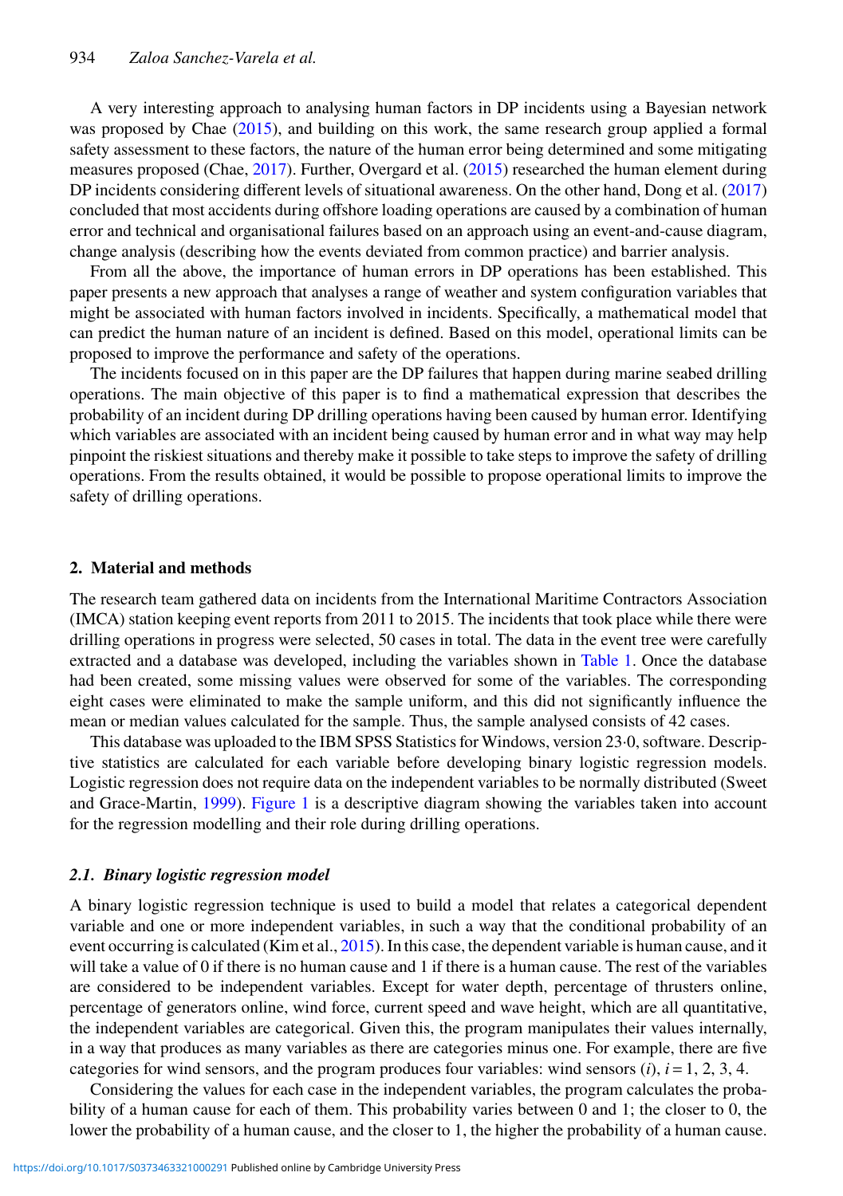A very interesting approach to analysing human factors in DP incidents using a Bayesian network was proposed by Chae (2015), and building on this work, the same research group applied a formal safety assessment to these factors, the nature of the human error being determined and some mitigating measures proposed (Chae, 2017). Further, Overgard et al. (2015) researched the human element during DP incidents considering different levels of situational awareness. On the other hand, Dong et al. (2017) concluded that most accidents during offshore loading operations are caused by a combination of human error and technical and organisational failures based on an approach using an event-and-cause diagram, change analysis (describing how the events deviated from common practice) and barrier analysis.

From all the above, the importance of human errors in DP operations has been established. This paper presents a new approach that analyses a range of weather and system configuration variables that might be associated with human factors involved in incidents. Specifically, a mathematical model that can predict the human nature of an incident is defined. Based on this model, operational limits can be proposed to improve the performance and safety of the operations.

The incidents focused on in this paper are the DP failures that happen during marine seabed drilling operations. The main objective of this paper is to find a mathematical expression that describes the probability of an incident during DP drilling operations having been caused by human error. Identifying which variables are associated with an incident being caused by human error and in what way may help pinpoint the riskiest situations and thereby make it possible to take steps to improve the safety of drilling operations. From the results obtained, it would be possible to propose operational limits to improve the safety of drilling operations.

## 2. Material and methods

The research team gathered data on incidents from the International Maritime Contractors Association (IMCA) station keeping event reports from 2011 to 2015. The incidents that took place while there were drilling operations in progress were selected, 50 cases in total. The data in the event tree were carefully extracted and a database was developed, including the variables shown in Table 1. Once the database had been created, some missing values were observed for some of the variables. The corresponding eight cases were eliminated to make the sample uniform, and this did not significantly influence the mean or median values calculated for the sample. Thus, the sample analysed consists of 42 cases.

This database was uploaded to the IBM SPSS Statistics for Windows, version 23·0, software. Descriptive statistics are calculated for each variable before developing binary logistic regression models. Logistic regression does not require data on the independent variables to be normally distributed (Sweet and Grace-Martin, 1999). Figure 1 is a descriptive diagram showing the variables taken into account for the regression modelling and their role during drilling operations.

### 2.1. *Binary logistic regression model*

A binary logistic regression technique is used to build a model that relates a categorical dependent variable and one or more independent variables, in such a way that the conditional probability of an event occurring is calculated (Kim et al., 2015). In this case, the dependent variable is human cause, and it will take a value of 0 if there is no human cause and 1 if there is a human cause. The rest of the variables are considered to be independent variables. Except for water depth, percentage of thrusters online, percentage of generators online, wind force, current speed and wave height, which are all quantitative, the independent variables are categorical. Given this, the program manipulates their values internally, in a way that produces as many variables as there are categories minus one. For example, there are five categories for wind sensors, and the program produces four variables: wind sensors ($i$), $i = 1, 2, 3, 4$.

Considering the values for each case in the independent variables, the program calculates the probability of a human cause for each of them. This probability varies between 0 and 1; the closer to 0, the lower the probability of a human cause, and the closer to 1, the higher the probability of a human cause.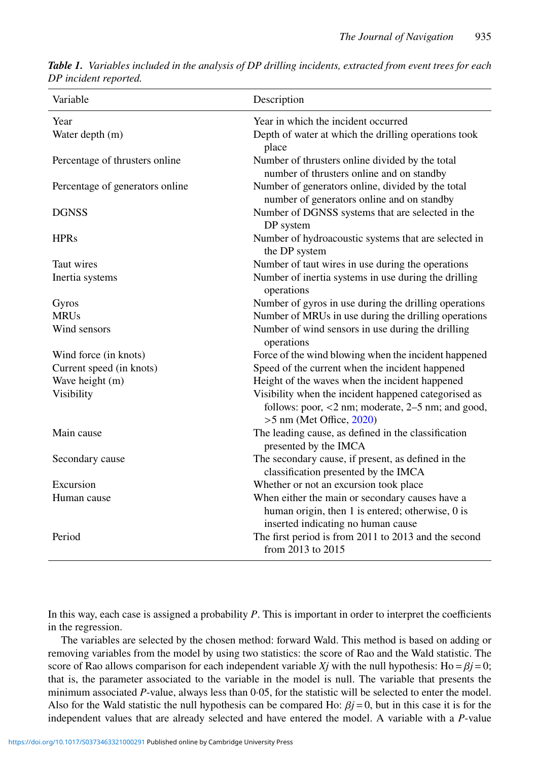***Table 1.*** *Variables included in the analysis of DP drilling incidents, extracted from event trees for each DP incident reported.*

| Variable | Description |
|---|---|
| Year | Year in which the incident occurred |
| Water depth (m) | Depth of water at which the drilling operations took place |
| Percentage of thrusters online | Number of thrusters online divided by the total number of thrusters online and on standby |
| Percentage of generators online | Number of generators online, divided by the total number of generators online and on standby |
| DGNSS | Number of DGNSS systems that are selected in the DP system |
| HPRs | Number of hydroacoustic systems that are selected in the DP system |
| Taut wires | Number of taut wires in use during the operations |
| Inertia systems | Number of inertia systems in use during the drilling operations |
| Gyros | Number of gyros in use during the drilling operations |
| MRUs | Number of MRUs in use during the drilling operations |
| Wind sensors | Number of wind sensors in use during the drilling operations |
| Wind force (in knots) | Force of the wind blowing when the incident happened |
| Current speed (in knots) | Speed of the current when the incident happened |
| Wave height (m) | Height of the waves when the incident happened |
| Visibility | Visibility when the incident happened categorised as follows: poor, <2 nm; moderate, 2–5 nm; and good, >5 nm (Met Office, 2020) |
| Main cause | The leading cause, as defined in the classification presented by the IMCA |
| Secondary cause | The secondary cause, if present, as defined in the classification presented by the IMCA |
| Excursion | Whether or not an excursion took place |
| Human cause | When either the main or secondary causes have a human origin, then 1 is entered; otherwise, 0 is inserted indicating no human cause |
| Period | The first period is from 2011 to 2013 and the second from 2013 to 2015 |

In this way, each case is assigned a probability $P$. This is important in order to interpret the coefficients in the regression.

The variables are selected by the chosen method: forward Wald. This method is based on adding or removing variables from the model by using two statistics: the score of Rao and the Wald statistic. The score of Rao allows comparison for each independent variable $Xj$ with the null hypothesis: Ho $= \beta j = 0$; that is, the parameter associated to the variable in the model is null. The variable that presents the minimum associated $P$-value, always less than 0·05, for the statistic will be selected to enter the model. Also for the Wald statistic the null hypothesis can be compared Ho: $\beta j = 0$, but in this case it is for the independent values that are already selected and have entered the model. A variable with a $P$-value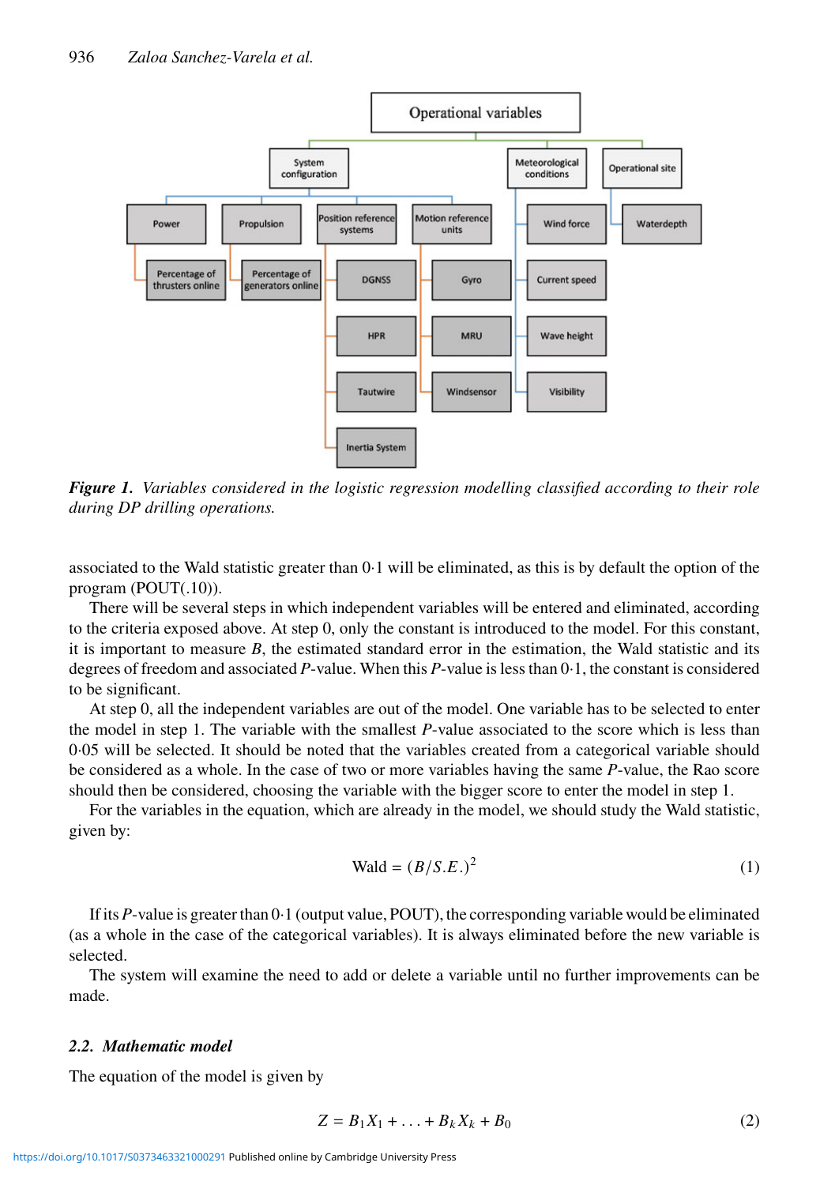*Figure 1. Variables considered in the logistic regression modelling classified according to their role during DP drilling operations.*

associated to the Wald statistic greater than 0·1 will be eliminated, as this is by default the option of the program (POUT(.10)).

There will be several steps in which independent variables will be entered and eliminated, according to the criteria exposed above. At step 0, only the constant is introduced to the model. For this constant, it is important to measure $B$, the estimated standard error in the estimation, the Wald statistic and its degrees of freedom and associated $P$-value. When this $P$-value is less than 0·1, the constant is considered to be significant.

At step 0, all the independent variables are out of the model. One variable has to be selected to enter the model in step 1. The variable with the smallest $P$-value associated to the score which is less than 0·05 will be selected. It should be noted that the variables created from a categorical variable should be considered as a whole. In the case of two or more variables having the same $P$-value, the Rao score should then be considered, choosing the variable with the bigger score to enter the model in step 1.

For the variables in the equation, which are already in the model, we should study the Wald statistic, given by:

$$\text{Wald} = (B/S.E.)^2 \tag{1}$$

If its $P$-value is greater than 0·1 (output value, POUT), the corresponding variable would be eliminated (as a whole in the case of the categorical variables). It is always eliminated before the new variable is selected.

The system will examine the need to add or delete a variable until no further improvements can be made.

### 2.2. *Mathematic model*

The equation of the model is given by

$$Z = B_1X_1 + \ldots + B_kX_k + B_0 \tag{2}$$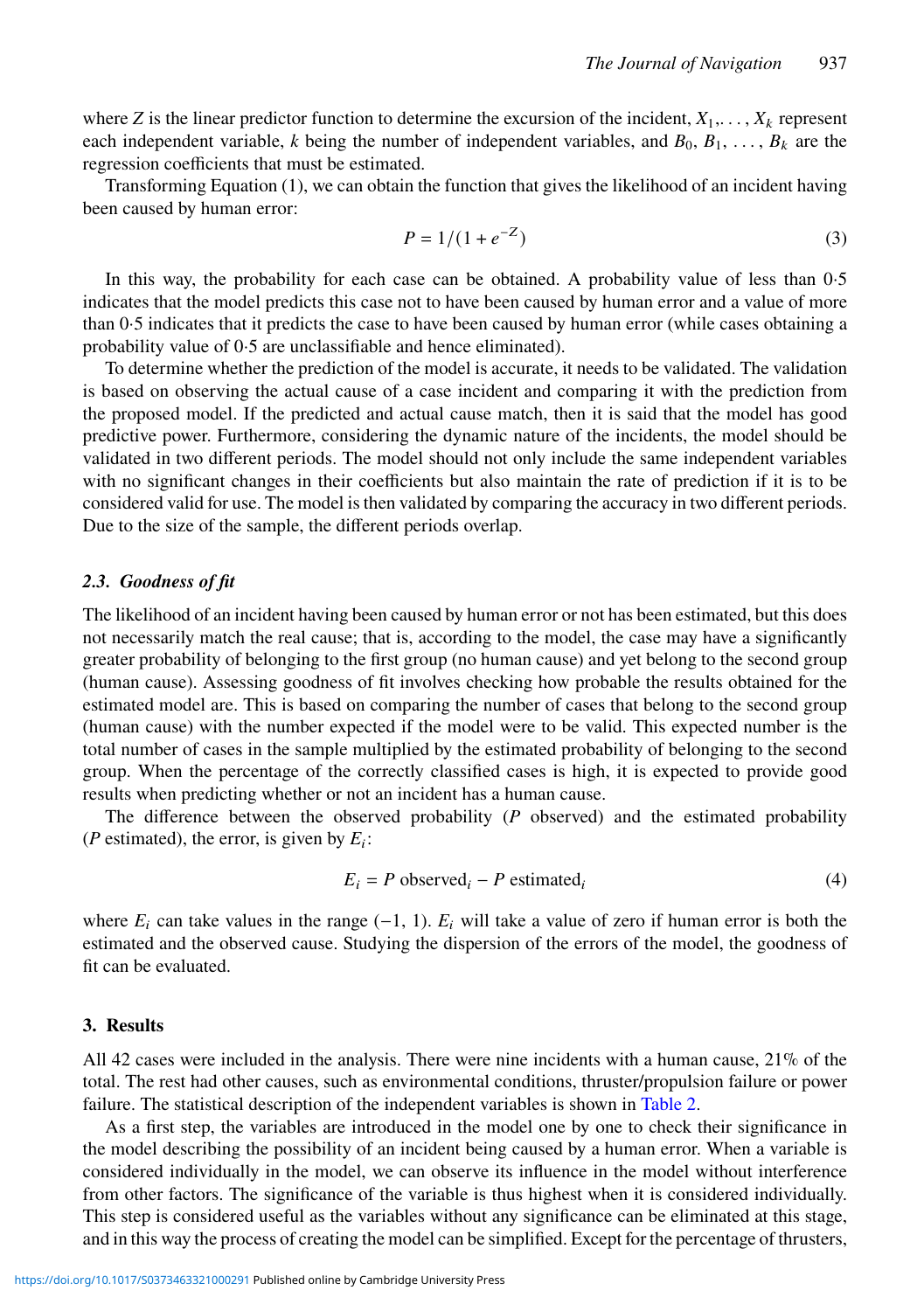where $Z$ is the linear predictor function to determine the excursion of the incident, $X_1, \ldots, X_k$ represent each independent variable, $k$ being the number of independent variables, and $B_0, B_1, \ldots, B_k$ are the regression coefficients that must be estimated.

Transforming Equation (1), we can obtain the function that gives the likelihood of an incident having been caused by human error:

$$P = 1/(1 + e^{-Z}) \tag{3}$$

In this way, the probability for each case can be obtained. A probability value of less than 0·5 indicates that the model predicts this case not to have been caused by human error and a value of more than 0·5 indicates that it predicts the case to have been caused by human error (while cases obtaining a probability value of 0·5 are unclassifiable and hence eliminated).

To determine whether the prediction of the model is accurate, it needs to be validated. The validation is based on observing the actual cause of a case incident and comparing it with the prediction from the proposed model. If the predicted and actual cause match, then it is said that the model has good predictive power. Furthermore, considering the dynamic nature of the incidents, the model should be validated in two different periods. The model should not only include the same independent variables with no significant changes in their coefficients but also maintain the rate of prediction if it is to be considered valid for use. The model is then validated by comparing the accuracy in two different periods. Due to the size of the sample, the different periods overlap.

### 2.3. *Goodness of fit*

The likelihood of an incident having been caused by human error or not has been estimated, but this does not necessarily match the real cause; that is, according to the model, the case may have a significantly greater probability of belonging to the first group (no human cause) and yet belong to the second group (human cause). Assessing goodness of fit involves checking how probable the results obtained for the estimated model are. This is based on comparing the number of cases that belong to the second group (human cause) with the number expected if the model were to be valid. This expected number is the total number of cases in the sample multiplied by the estimated probability of belonging to the second group. When the percentage of the correctly classified cases is high, it is expected to provide good results when predicting whether or not an incident has a human cause.

The difference between the observed probability ($P$ observed) and the estimated probability ($P$ estimated), the error, is given by $E_i$:

$$E_i = P\ \text{observed}_i - P\ \text{estimated}_i \tag{4}$$

where $E_i$ can take values in the range $(-1, 1)$. $E_i$ will take a value of zero if human error is both the estimated and the observed cause. Studying the dispersion of the errors of the model, the goodness of fit can be evaluated.

## 3. Results

All 42 cases were included in the analysis. There were nine incidents with a human cause, 21% of the total. The rest had other causes, such as environmental conditions, thruster/propulsion failure or power failure. The statistical description of the independent variables is shown in Table 2.

As a first step, the variables are introduced in the model one by one to check their significance in the model describing the possibility of an incident being caused by a human error. When a variable is considered individually in the model, we can observe its influence in the model without interference from other factors. The significance of the variable is thus highest when it is considered individually. This step is considered useful as the variables without any significance can be eliminated at this stage, and in this way the process of creating the model can be simplified. Except for the percentage of thrusters,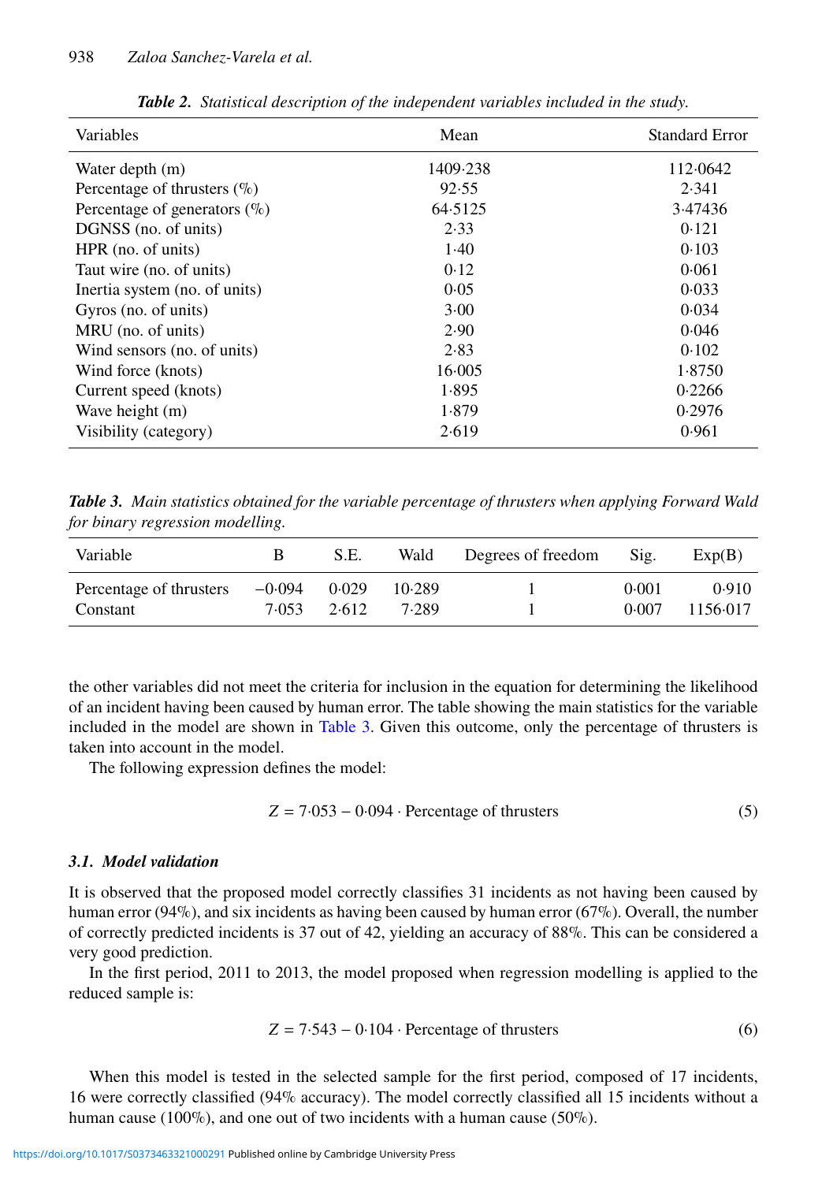***Table 2.*** *Statistical description of the independent variables included in the study.*

| Variables | Mean | Standard Error |
|---|---|---|
| Water depth (m) | 1409·238 | 112·0642 |
| Percentage of thrusters (%) | 92·55 | 2·341 |
| Percentage of generators (%) | 64·5125 | 3·47436 |
| DGNSS (no. of units) | 2·33 | 0·121 |
| HPR (no. of units) | 1·40 | 0·103 |
| Taut wire (no. of units) | 0·12 | 0·061 |
| Inertia system (no. of units) | 0·05 | 0·033 |
| Gyros (no. of units) | 3·00 | 0·034 |
| MRU (no. of units) | 2·90 | 0·046 |
| Wind sensors (no. of units) | 2·83 | 0·102 |
| Wind force (knots) | 16·005 | 1·8750 |
| Current speed (knots) | 1·895 | 0·2266 |
| Wave height (m) | 1·879 | 0·2976 |
| Visibility (category) | 2·619 | 0·961 |

***Table 3.*** *Main statistics obtained for the variable percentage of thrusters when applying Forward Wald for binary regression modelling.*

| Variable | B | S.E. | Wald | Degrees of freedom | Sig. | Exp(B) |
|---|---|---|---|---|---|---|
| Percentage of thrusters | −0·094 | 0·029 | 10·289 | 1 | 0·001 | 0·910 |
| Constant | 7·053 | 2·612 | 7·289 | 1 | 0·007 | 1156·017 |

the other variables did not meet the criteria for inclusion in the equation for determining the likelihood of an incident having been caused by human error. The table showing the main statistics for the variable included in the model are shown in Table 3. Given this outcome, only the percentage of thrusters is taken into account in the model.

The following expression defines the model:

$$Z = 7{\cdot}053 - 0{\cdot}094 \cdot \text{Percentage of thrusters} \tag{5}$$

### *3.1. Model validation*

It is observed that the proposed model correctly classifies 31 incidents as not having been caused by human error (94%), and six incidents as having been caused by human error (67%). Overall, the number of correctly predicted incidents is 37 out of 42, yielding an accuracy of 88%. This can be considered a very good prediction.

In the first period, 2011 to 2013, the model proposed when regression modelling is applied to the reduced sample is:

$$Z = 7{\cdot}543 - 0{\cdot}104 \cdot \text{Percentage of thrusters} \tag{6}$$

When this model is tested in the selected sample for the first period, composed of 17 incidents, 16 were correctly classified (94% accuracy). The model correctly classified all 15 incidents without a human cause (100%), and one out of two incidents with a human cause (50%).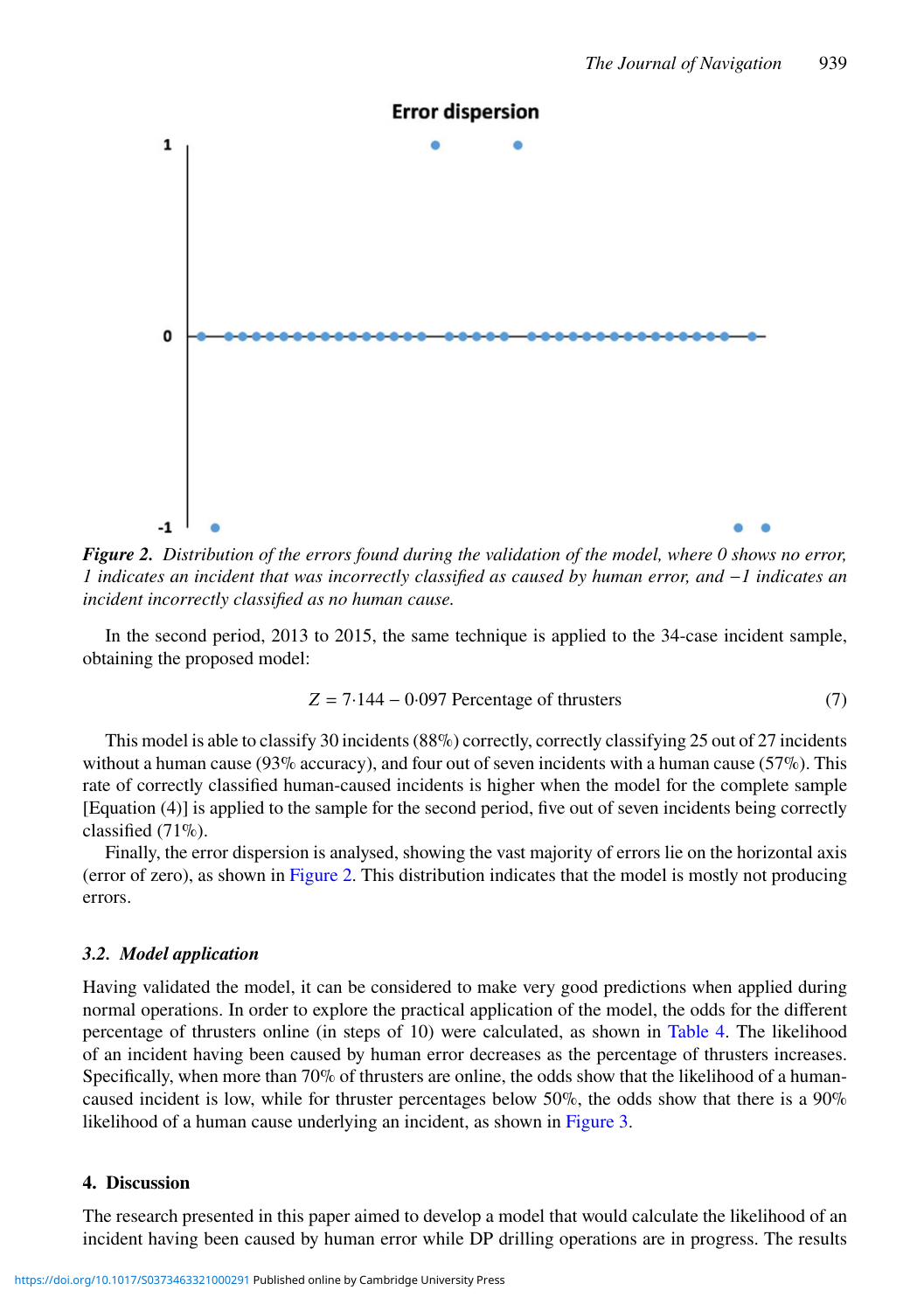**_Figure 2._** _Distribution of the errors found during the validation of the model, where 0 shows no error, 1 indicates an incident that was incorrectly classified as caused by human error, and −1 indicates an incident incorrectly classified as no human cause._

In the second period, 2013 to 2015, the same technique is applied to the 34-case incident sample, obtaining the proposed model:

$$Z = 7{\cdot}144 - 0{\cdot}097 \text{ Percentage of thrusters} \tag{7}$$

This model is able to classify 30 incidents (88%) correctly, correctly classifying 25 out of 27 incidents without a human cause (93% accuracy), and four out of seven incidents with a human cause (57%). This rate of correctly classified human-caused incidents is higher when the model for the complete sample [Equation (4)] is applied to the sample for the second period, five out of seven incidents being correctly classified (71%).

Finally, the error dispersion is analysed, showing the vast majority of errors lie on the horizontal axis (error of zero), as shown in Figure 2. This distribution indicates that the model is mostly not producing errors.

### 3.2. *Model application*

Having validated the model, it can be considered to make very good predictions when applied during normal operations. In order to explore the practical application of the model, the odds for the different percentage of thrusters online (in steps of 10) were calculated, as shown in Table 4. The likelihood of an incident having been caused by human error decreases as the percentage of thrusters increases. Specifically, when more than 70% of thrusters are online, the odds show that the likelihood of a human-caused incident is low, while for thruster percentages below 50%, the odds show that there is a 90% likelihood of a human cause underlying an incident, as shown in Figure 3.

## 4. Discussion

The research presented in this paper aimed to develop a model that would calculate the likelihood of an incident having been caused by human error while DP drilling operations are in progress. The results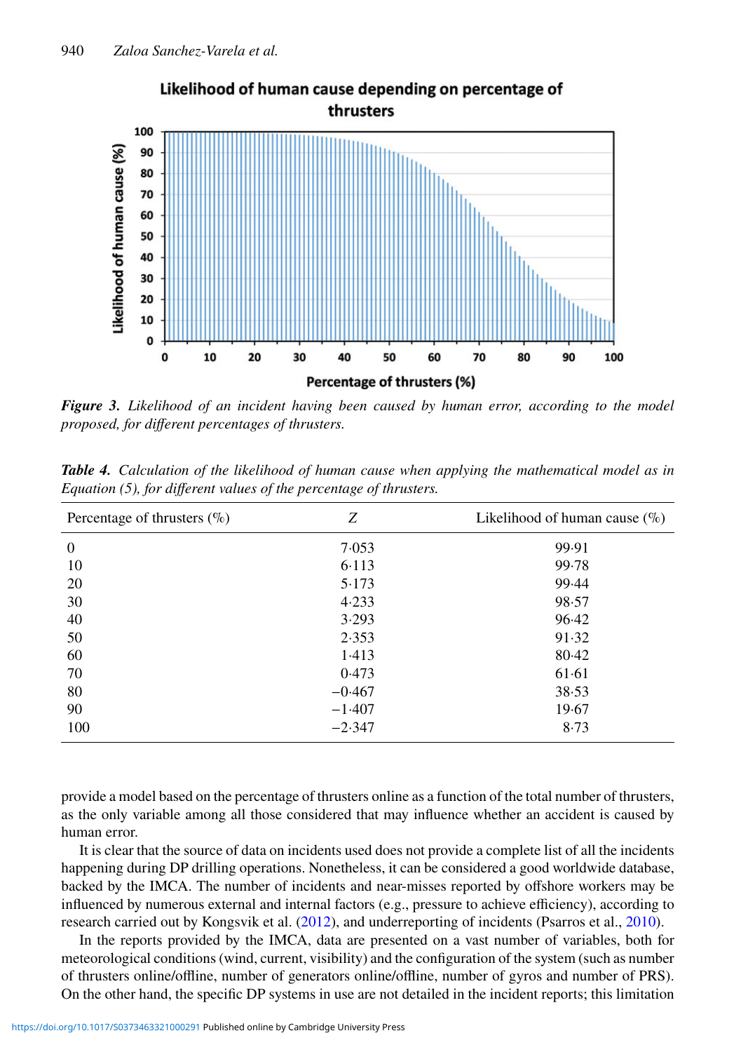**Figure 3.** *Likelihood of an incident having been caused by human error, according to the model proposed, for different percentages of thrusters.*

**Table 4.** *Calculation of the likelihood of human cause when applying the mathematical model as in Equation (5), for different values of the percentage of thrusters.*

| Percentage of thrusters (%) | $Z$ | Likelihood of human cause (%) |
|---|---|---|
| 0 | 7·053 | 99·91 |
| 10 | 6·113 | 99·78 |
| 20 | 5·173 | 99·44 |
| 30 | 4·233 | 98·57 |
| 40 | 3·293 | 96·42 |
| 50 | 2·353 | 91·32 |
| 60 | 1·413 | 80·42 |
| 70 | 0·473 | 61·61 |
| 80 | −0·467 | 38·53 |
| 90 | −1·407 | 19·67 |
| 100 | −2·347 | 8·73 |

provide a model based on the percentage of thrusters online as a function of the total number of thrusters, as the only variable among all those considered that may influence whether an accident is caused by human error.

It is clear that the source of data on incidents used does not provide a complete list of all the incidents happening during DP drilling operations. Nonetheless, it can be considered a good worldwide database, backed by the IMCA. The number of incidents and near-misses reported by offshore workers may be influenced by numerous external and internal factors (e.g., pressure to achieve efficiency), according to research carried out by Kongsvik et al. (2012), and underreporting of incidents (Psarros et al., 2010).

In the reports provided by the IMCA, data are presented on a vast number of variables, both for meteorological conditions (wind, current, visibility) and the configuration of the system (such as number of thrusters online/offline, number of generators online/offline, number of gyros and number of PRS). On the other hand, the specific DP systems in use are not detailed in the incident reports; this limitation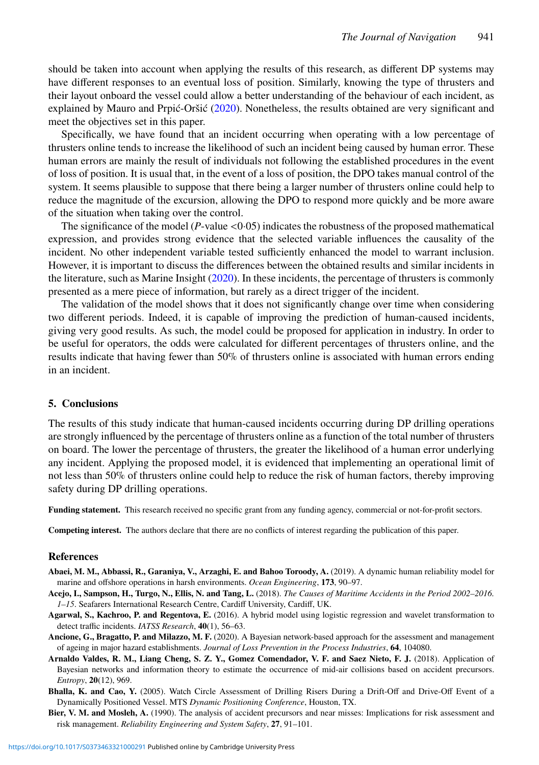should be taken into account when applying the results of this research, as different DP systems may have different responses to an eventual loss of position. Similarly, knowing the type of thrusters and their layout onboard the vessel could allow a better understanding of the behaviour of each incident, as explained by Mauro and Prpić-Oršić (2020). Nonetheless, the results obtained are very significant and meet the objectives set in this paper.

Specifically, we have found that an incident occurring when operating with a low percentage of thrusters online tends to increase the likelihood of such an incident being caused by human error. These human errors are mainly the result of individuals not following the established procedures in the event of loss of position. It is usual that, in the event of a loss of position, the DPO takes manual control of the system. It seems plausible to suppose that there being a larger number of thrusters online could help to reduce the magnitude of the excursion, allowing the DPO to respond more quickly and be more aware of the situation when taking over the control.

The significance of the model ($P$-value $<0{\cdot}05$) indicates the robustness of the proposed mathematical expression, and provides strong evidence that the selected variable influences the causality of the incident. No other independent variable tested sufficiently enhanced the model to warrant inclusion. However, it is important to discuss the differences between the obtained results and similar incidents in the literature, such as Marine Insight (2020). In these incidents, the percentage of thrusters is commonly presented as a mere piece of information, but rarely as a direct trigger of the incident.

The validation of the model shows that it does not significantly change over time when considering two different periods. Indeed, it is capable of improving the prediction of human-caused incidents, giving very good results. As such, the model could be proposed for application in industry. In order to be useful for operators, the odds were calculated for different percentages of thrusters online, and the results indicate that having fewer than 50% of thrusters online is associated with human errors ending in an incident.

## 5. Conclusions

The results of this study indicate that human-caused incidents occurring during DP drilling operations are strongly influenced by the percentage of thrusters online as a function of the total number of thrusters on board. The lower the percentage of thrusters, the greater the likelihood of a human error underlying any incident. Applying the proposed model, it is evidenced that implementing an operational limit of not less than 50% of thrusters online could help to reduce the risk of human factors, thereby improving safety during DP drilling operations.

**Funding statement.** This research received no specific grant from any funding agency, commercial or not-for-profit sectors.

**Competing interest.** The authors declare that there are no conflicts of interest regarding the publication of this paper.

## References

**Abaei, M. M., Abbassi, R., Garaniya, V., Arzaghi, E. and Bahoo Toroody, A.** (2019). A dynamic human reliability model for marine and offshore operations in harsh environments. *Ocean Engineering*, **173**, 90–97.

**Acejo, I., Sampson, H., Turgo, N., Ellis, N. and Tang, L.** (2018). *The Causes of Maritime Accidents in the Period 2002–2016. 1–15*. Seafarers International Research Centre, Cardiff University, Cardiff, UK.

**Agarwal, S., Kachroo, P. and Regentova, E.** (2016). A hybrid model using logistic regression and wavelet transformation to detect traffic incidents. *IATSS Research*, **40**(1), 56–63.

**Ancione, G., Bragatto, P. and Milazzo, M. F.** (2020). A Bayesian network-based approach for the assessment and management of ageing in major hazard establishments. *Journal of Loss Prevention in the Process Industries*, **64**, 104080.

**Arnaldo Valdes, R. M., Liang Cheng, S. Z. Y., Gomez Comendador, V. F. and Saez Nieto, F. J.** (2018). Application of Bayesian networks and information theory to estimate the occurrence of mid-air collisions based on accident precursors. *Entropy*, **20**(12), 969.

**Bhalla, K. and Cao, Y.** (2005). Watch Circle Assessment of Drilling Risers During a Drift-Off and Drive-Off Event of a Dynamically Positioned Vessel. MTS *Dynamic Positioning Conference*, Houston, TX.

**Bier, V. M. and Mosleh, A.** (1990). The analysis of accident precursors and near misses: Implications for risk assessment and risk management. *Reliability Engineering and System Safety*, **27**, 91–101.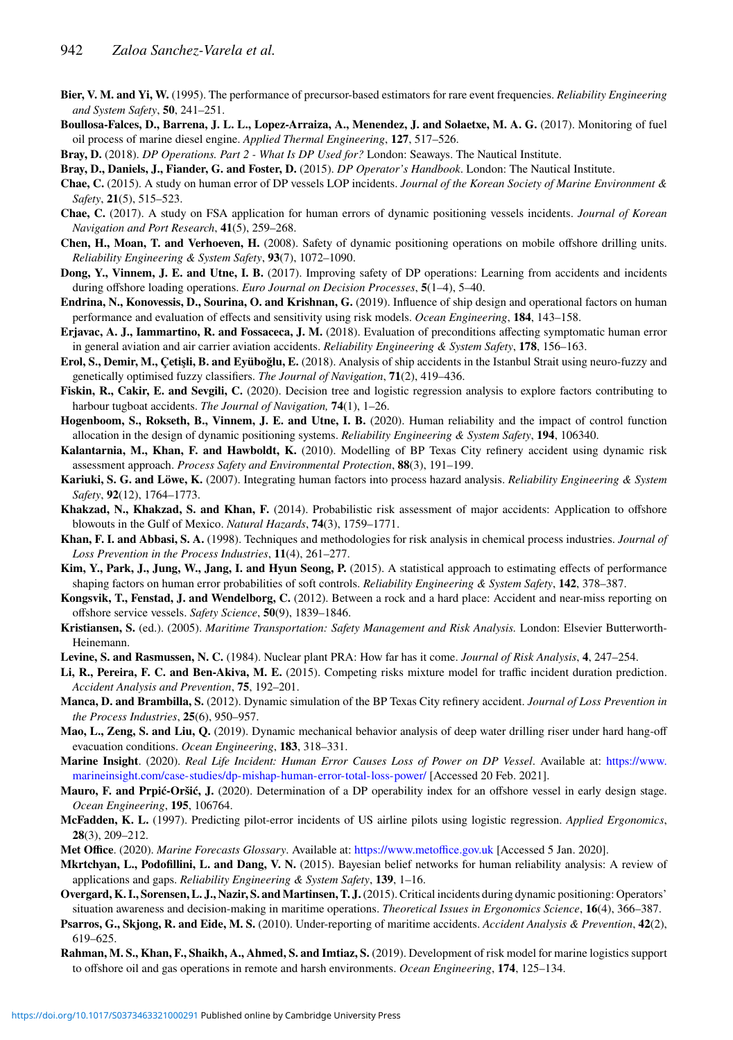**Bier, V. M. and Yi, W.** (1995). The performance of precursor-based estimators for rare event frequencies. *Reliability Engineering and System Safety*, **50**, 241–251.

**Boullosa-Falces, D., Barrena, J. L. L., Lopez-Arraiza, A., Menendez, J. and Solaetxe, M. A. G.** (2017). Monitoring of fuel oil process of marine diesel engine. *Applied Thermal Engineering*, **127**, 517–526.

**Bray, D.** (2018). *DP Operations. Part 2 - What Is DP Used for?* London: Seaways. The Nautical Institute.

**Bray, D., Daniels, J., Fiander, G. and Foster, D.** (2015). *DP Operator's Handbook*. London: The Nautical Institute.

**Chae, C.** (2015). A study on human error of DP vessels LOP incidents. *Journal of the Korean Society of Marine Environment & Safety*, **21**(5), 515–523.

**Chae, C.** (2017). A study on FSA application for human errors of dynamic positioning vessels incidents. *Journal of Korean Navigation and Port Research*, **41**(5), 259–268.

**Chen, H., Moan, T. and Verhoeven, H.** (2008). Safety of dynamic positioning operations on mobile offshore drilling units. *Reliability Engineering & System Safety*, **93**(7), 1072–1090.

**Dong, Y., Vinnem, J. E. and Utne, I. B.** (2017). Improving safety of DP operations: Learning from accidents and incidents during offshore loading operations. *Euro Journal on Decision Processes*, **5**(1–4), 5–40.

**Endrina, N., Konovessis, D., Sourina, O. and Krishnan, G.** (2019). Influence of ship design and operational factors on human performance and evaluation of effects and sensitivity using risk models. *Ocean Engineering*, **184**, 143–158.

**Erjavac, A. J., Iammartino, R. and Fossaceca, J. M.** (2018). Evaluation of preconditions affecting symptomatic human error in general aviation and air carrier aviation accidents. *Reliability Engineering & System Safety*, **178**, 156–163.

**Erol, S., Demir, M., Çetişli, B. and Eyüboğlu, E.** (2018). Analysis of ship accidents in the Istanbul Strait using neuro-fuzzy and genetically optimised fuzzy classifiers. *The Journal of Navigation*, **71**(2), 419–436.

**Fiskin, R., Cakir, E. and Sevgili, C.** (2020). Decision tree and logistic regression analysis to explore factors contributing to harbour tugboat accidents. *The Journal of Navigation,* **74**(1), 1–26.

**Hogenboom, S., Rokseth, B., Vinnem, J. E. and Utne, I. B.** (2020). Human reliability and the impact of control function allocation in the design of dynamic positioning systems. *Reliability Engineering & System Safety*, **194**, 106340.

**Kalantarnia, M., Khan, F. and Hawboldt, K.** (2010). Modelling of BP Texas City refinery accident using dynamic risk assessment approach. *Process Safety and Environmental Protection*, **88**(3), 191–199.

**Kariuki, S. G. and Löwe, K.** (2007). Integrating human factors into process hazard analysis. *Reliability Engineering & System Safety*, **92**(12), 1764–1773.

**Khakzad, N., Khakzad, S. and Khan, F.** (2014). Probabilistic risk assessment of major accidents: Application to offshore blowouts in the Gulf of Mexico. *Natural Hazards*, **74**(3), 1759–1771.

**Khan, F. I. and Abbasi, S. A.** (1998). Techniques and methodologies for risk analysis in chemical process industries. *Journal of Loss Prevention in the Process Industries*, **11**(4), 261–277.

**Kim, Y., Park, J., Jung, W., Jang, I. and Hyun Seong, P.** (2015). A statistical approach to estimating effects of performance shaping factors on human error probabilities of soft controls. *Reliability Engineering & System Safety*, **142**, 378–387.

**Kongsvik, T., Fenstad, J. and Wendelborg, C.** (2012). Between a rock and a hard place: Accident and near-miss reporting on offshore service vessels. *Safety Science*, **50**(9), 1839–1846.

**Kristiansen, S.** (ed.). (2005). *Maritime Transportation: Safety Management and Risk Analysis.* London: Elsevier Butterworth-Heinemann.

**Levine, S. and Rasmussen, N. C.** (1984). Nuclear plant PRA: How far has it come. *Journal of Risk Analysis*, **4**, 247–254.

**Li, R., Pereira, F. C. and Ben-Akiva, M. E.** (2015). Competing risks mixture model for traffic incident duration prediction. *Accident Analysis and Prevention*, **75**, 192–201.

**Manca, D. and Brambilla, S.** (2012). Dynamic simulation of the BP Texas City refinery accident. *Journal of Loss Prevention in the Process Industries*, **25**(6), 950–957.

**Mao, L., Zeng, S. and Liu, Q.** (2019). Dynamic mechanical behavior analysis of deep water drilling riser under hard hang-off evacuation conditions. *Ocean Engineering*, **183**, 318–331.

**Marine Insight**. (2020). *Real Life Incident: Human Error Causes Loss of Power on DP Vessel*. Available at: https://www.marineinsight.com/case-studies/dp-mishap-human-error-total-loss-power/ [Accessed 20 Feb. 2021].

**Mauro, F. and Prpić-Oršić, J.** (2020). Determination of a DP operability index for an offshore vessel in early design stage. *Ocean Engineering*, **195**, 106764.

**McFadden, K. L.** (1997). Predicting pilot-error incidents of US airline pilots using logistic regression. *Applied Ergonomics*, **28**(3), 209–212.

**Met Office**. (2020). *Marine Forecasts Glossary*. Available at: https://www.metoffice.gov.uk [Accessed 5 Jan. 2020].

**Mkrtchyan, L., Podofillini, L. and Dang, V. N.** (2015). Bayesian belief networks for human reliability analysis: A review of applications and gaps. *Reliability Engineering & System Safety*, **139**, 1–16.

**Overgard, K. I., Sorensen, L. J., Nazir, S. and Martinsen, T. J.** (2015). Critical incidents during dynamic positioning: Operators' situation awareness and decision-making in maritime operations. *Theoretical Issues in Ergonomics Science*, **16**(4), 366–387.

**Psarros, G., Skjong, R. and Eide, M. S.** (2010). Under-reporting of maritime accidents. *Accident Analysis & Prevention*, **42**(2), 619–625.

**Rahman, M. S., Khan, F., Shaikh, A., Ahmed, S. and Imtiaz, S.** (2019). Development of risk model for marine logistics support to offshore oil and gas operations in remote and harsh environments. *Ocean Engineering*, **174**, 125–134.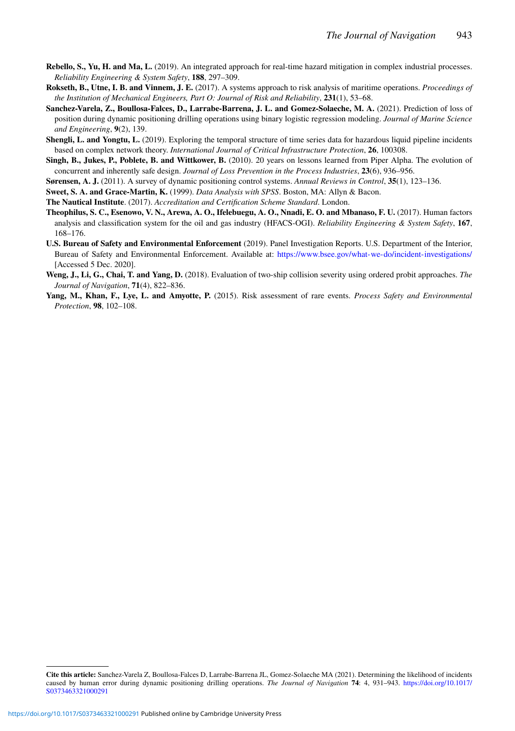**Rebello, S., Yu, H. and Ma, L.** (2019). An integrated approach for real-time hazard mitigation in complex industrial processes. *Reliability Engineering & System Safety*, **188**, 297–309.

**Rokseth, B., Utne, I. B. and Vinnem, J. E.** (2017). A systems approach to risk analysis of maritime operations. *Proceedings of the Institution of Mechanical Engineers, Part O: Journal of Risk and Reliability*, **231**(1), 53–68.

**Sanchez-Varela, Z., Boullosa-Falces, D., Larrabe-Barrena, J. L. and Gomez-Solaeche, M. A.** (2021). Prediction of loss of position during dynamic positioning drilling operations using binary logistic regression modeling. *Journal of Marine Science and Engineering*, **9**(2), 139.

**Shengli, L. and Yongtu, L.** (2019). Exploring the temporal structure of time series data for hazardous liquid pipeline incidents based on complex network theory. *International Journal of Critical Infrastructure Protection*, **26**, 100308.

**Singh, B., Jukes, P., Poblete, B. and Wittkower, B.** (2010). 20 years on lessons learned from Piper Alpha. The evolution of concurrent and inherently safe design. *Journal of Loss Prevention in the Process Industries*, **23**(6), 936–956.

**Sørensen, A. J.** (2011). A survey of dynamic positioning control systems. *Annual Reviews in Control*, **35**(1), 123–136.

**Sweet, S. A. and Grace-Martin, K.** (1999). *Data Analysis with SPSS*. Boston, MA: Allyn & Bacon.

**The Nautical Institute**. (2017). *Accreditation and Certification Scheme Standard*. London.

**Theophilus, S. C., Esenowo, V. N., Arewa, A. O., Ifelebuegu, A. O., Nnadi, E. O. and Mbanaso, F. U.** (2017). Human factors analysis and classification system for the oil and gas industry (HFACS-OGI). *Reliability Engineering & System Safety*, **167**, 168–176.

**U.S. Bureau of Safety and Environmental Enforcement** (2019). Panel Investigation Reports. U.S. Department of the Interior, Bureau of Safety and Environmental Enforcement. Available at: https://www.bsee.gov/what-we-do/incident-investigations/ [Accessed 5 Dec. 2020].

**Weng, J., Li, G., Chai, T. and Yang, D.** (2018). Evaluation of two-ship collision severity using ordered probit approaches. *The Journal of Navigation*, **71**(4), 822–836.

**Yang, M., Khan, F., Lye, L. and Amyotte, P.** (2015). Risk assessment of rare events. *Process Safety and Environmental Protection*, **98**, 102–108.

**Cite this article:** Sanchez-Varela Z, Boullosa-Falces D, Larrabe-Barrena JL, Gomez-Solaeche MA (2021). Determining the likelihood of incidents caused by human error during dynamic positioning drilling operations. *The Journal of Navigation* **74**: 4, 931–943. https://doi.org/10.1017/S0373463321000291